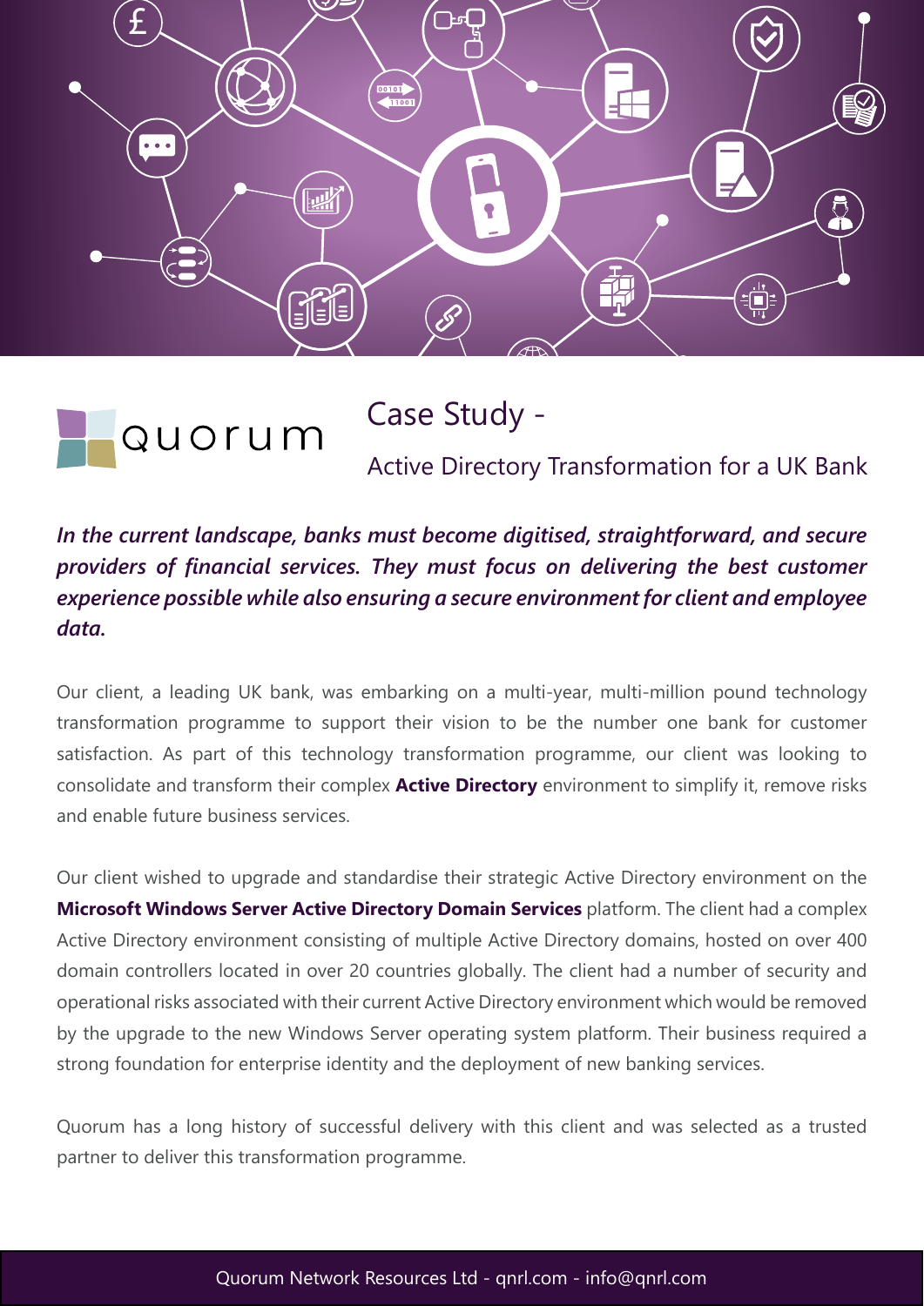quorum

# Case Study - Active Directory Transformation for a UK Bank

***In the current landscape, banks must become digitised, straightforward, and secure providers of financial services. They must focus on delivering the best customer experience possible while also ensuring a secure environment for client and employee data.***

Our client, a leading UK bank, was embarking on a multi-year, multi-million pound technology transformation programme to support their vision to be the number one bank for customer satisfaction. As part of this technology transformation programme, our client was looking to consolidate and transform their complex **Active Directory** environment to simplify it, remove risks and enable future business services.

Our client wished to upgrade and standardise their strategic Active Directory environment on the **Microsoft Windows Server Active Directory Domain Services** platform. The client had a complex Active Directory environment consisting of multiple Active Directory domains, hosted on over 400 domain controllers located in over 20 countries globally. The client had a number of security and operational risks associated with their current Active Directory environment which would be removed by the upgrade to the new Windows Server operating system platform. Their business required a strong foundation for enterprise identity and the deployment of new banking services.

Quorum has a long history of successful delivery with this client and was selected as a trusted partner to deliver this transformation programme.

Quorum Network Resources Ltd - qnrl.com - info@qnrl.com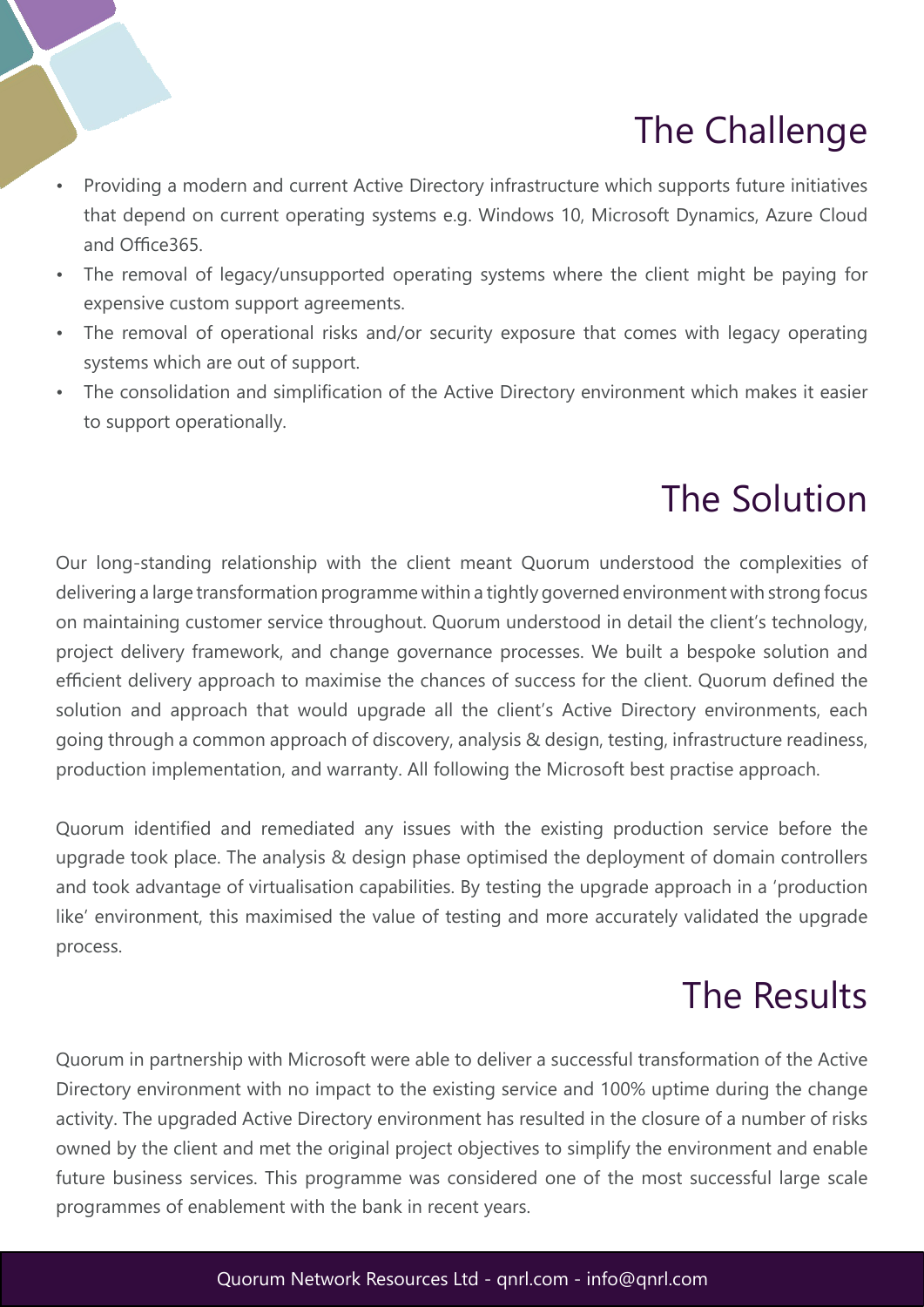## The Challenge

- Providing a modern and current Active Directory infrastructure which supports future initiatives that depend on current operating systems e.g. Windows 10, Microsoft Dynamics, Azure Cloud and Office365.
- The removal of legacy/unsupported operating systems where the client might be paying for expensive custom support agreements.
- The removal of operational risks and/or security exposure that comes with legacy operating systems which are out of support.
- The consolidation and simplification of the Active Directory environment which makes it easier to support operationally.

## The Solution

Our long-standing relationship with the client meant Quorum understood the complexities of delivering a large transformation programme within a tightly governed environment with strong focus on maintaining customer service throughout. Quorum understood in detail the client's technology, project delivery framework, and change governance processes. We built a bespoke solution and efficient delivery approach to maximise the chances of success for the client. Quorum defined the solution and approach that would upgrade all the client's Active Directory environments, each going through a common approach of discovery, analysis & design, testing, infrastructure readiness, production implementation, and warranty. All following the Microsoft best practise approach.

Quorum identified and remediated any issues with the existing production service before the upgrade took place. The analysis & design phase optimised the deployment of domain controllers and took advantage of virtualisation capabilities. By testing the upgrade approach in a 'production like' environment, this maximised the value of testing and more accurately validated the upgrade process.

## The Results

Quorum in partnership with Microsoft were able to deliver a successful transformation of the Active Directory environment with no impact to the existing service and 100% uptime during the change activity. The upgraded Active Directory environment has resulted in the closure of a number of risks owned by the client and met the original project objectives to simplify the environment and enable future business services. This programme was considered one of the most successful large scale programmes of enablement with the bank in recent years.

Quorum Network Resources Ltd - qnrl.com - info@qnrl.com